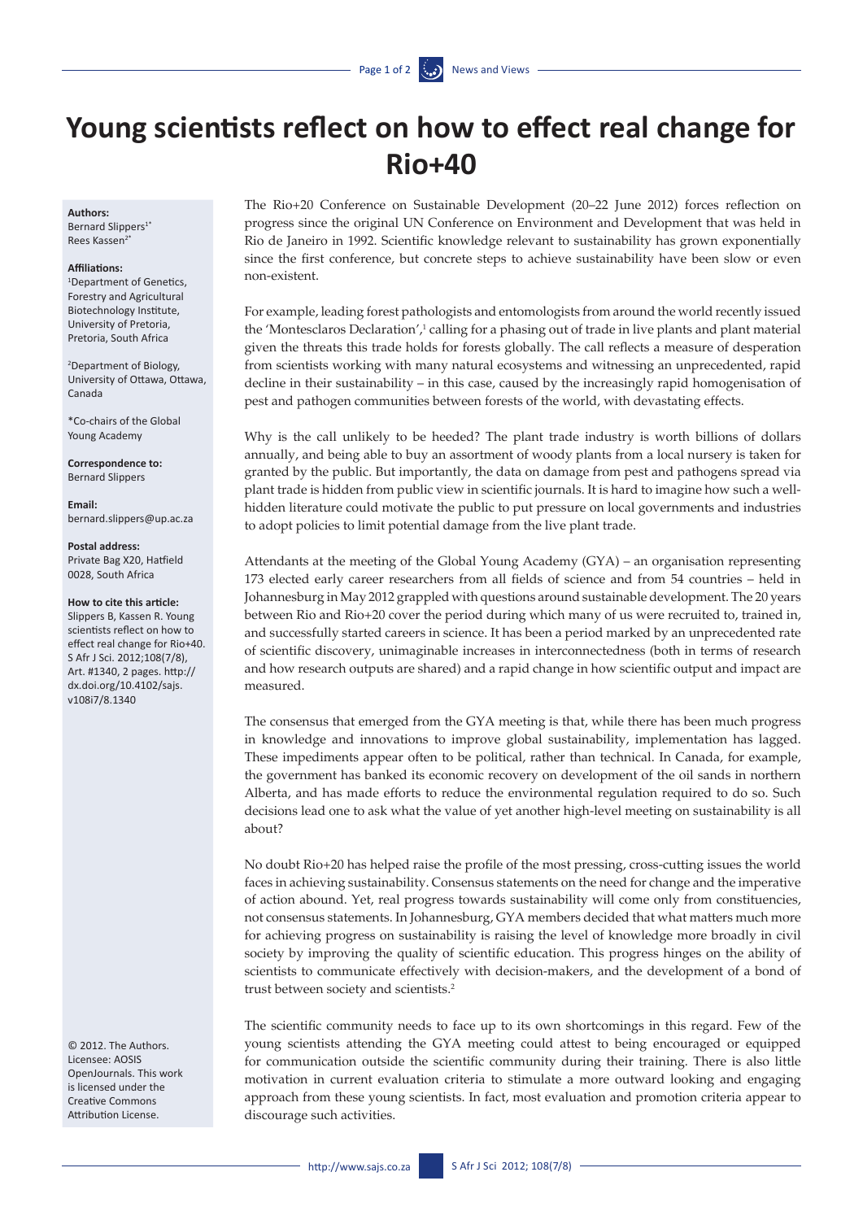# Young scientists reflect on how to effect real change for Rio+40

**Authors:**
Bernard Slippers[1*]
Rees Kassen[2*]

**Affiliations:**
[1]Department of Genetics, Forestry and Agricultural Biotechnology Institute, University of Pretoria, Pretoria, South Africa

[2]Department of Biology, University of Ottawa, Ottawa, Canada

*Co-chairs of the Global Young Academy

**Correspondence to:**
Bernard Slippers

**Email:**
bernard.slippers@up.ac.za

**Postal address:**
Private Bag X20, Hatfield 0028, South Africa

**How to cite this article:**
Slippers B, Kassen R. Young scientists reflect on how to effect real change for Rio+40. S Afr J Sci. 2012;108(7/8), Art. #1340, 2 pages. http://dx.doi.org/10.4102/sajs.v108i7/8.1340

© 2012. The Authors. Licensee: AOSIS OpenJournals. This work is licensed under the Creative Commons Attribution License.

The Rio+20 Conference on Sustainable Development (20–22 June 2012) forces reflection on progress since the original UN Conference on Environment and Development that was held in Rio de Janeiro in 1992. Scientific knowledge relevant to sustainability has grown exponentially since the first conference, but concrete steps to achieve sustainability have been slow or even non-existent.

For example, leading forest pathologists and entomologists from around the world recently issued the 'Montesclaros Declaration',[1] calling for a phasing out of trade in live plants and plant material given the threats this trade holds for forests globally. The call reflects a measure of desperation from scientists working with many natural ecosystems and witnessing an unprecedented, rapid decline in their sustainability – in this case, caused by the increasingly rapid homogenisation of pest and pathogen communities between forests of the world, with devastating effects.

Why is the call unlikely to be heeded? The plant trade industry is worth billions of dollars annually, and being able to buy an assortment of woody plants from a local nursery is taken for granted by the public. But importantly, the data on damage from pest and pathogens spread via plant trade is hidden from public view in scientific journals. It is hard to imagine how such a well-hidden literature could motivate the public to put pressure on local governments and industries to adopt policies to limit potential damage from the live plant trade.

Attendants at the meeting of the Global Young Academy (GYA) – an organisation representing 173 elected early career researchers from all fields of science and from 54 countries – held in Johannesburg in May 2012 grappled with questions around sustainable development. The 20 years between Rio and Rio+20 cover the period during which many of us were recruited to, trained in, and successfully started careers in science. It has been a period marked by an unprecedented rate of scientific discovery, unimaginable increases in interconnectedness (both in terms of research and how research outputs are shared) and a rapid change in how scientific output and impact are measured.

The consensus that emerged from the GYA meeting is that, while there has been much progress in knowledge and innovations to improve global sustainability, implementation has lagged. These impediments appear often to be political, rather than technical. In Canada, for example, the government has banked its economic recovery on development of the oil sands in northern Alberta, and has made efforts to reduce the environmental regulation required to do so. Such decisions lead one to ask what the value of yet another high-level meeting on sustainability is all about?

No doubt Rio+20 has helped raise the profile of the most pressing, cross-cutting issues the world faces in achieving sustainability. Consensus statements on the need for change and the imperative of action abound. Yet, real progress towards sustainability will come only from constituencies, not consensus statements. In Johannesburg, GYA members decided that what matters much more for achieving progress on sustainability is raising the level of knowledge more broadly in civil society by improving the quality of scientific education. This progress hinges on the ability of scientists to communicate effectively with decision-makers, and the development of a bond of trust between society and scientists.[2]

The scientific community needs to face up to its own shortcomings in this regard. Few of the young scientists attending the GYA meeting could attest to being encouraged or equipped for communication outside the scientific community during their training. There is also little motivation in current evaluation criteria to stimulate a more outward looking and engaging approach from these young scientists. In fact, most evaluation and promotion criteria appear to discourage such activities.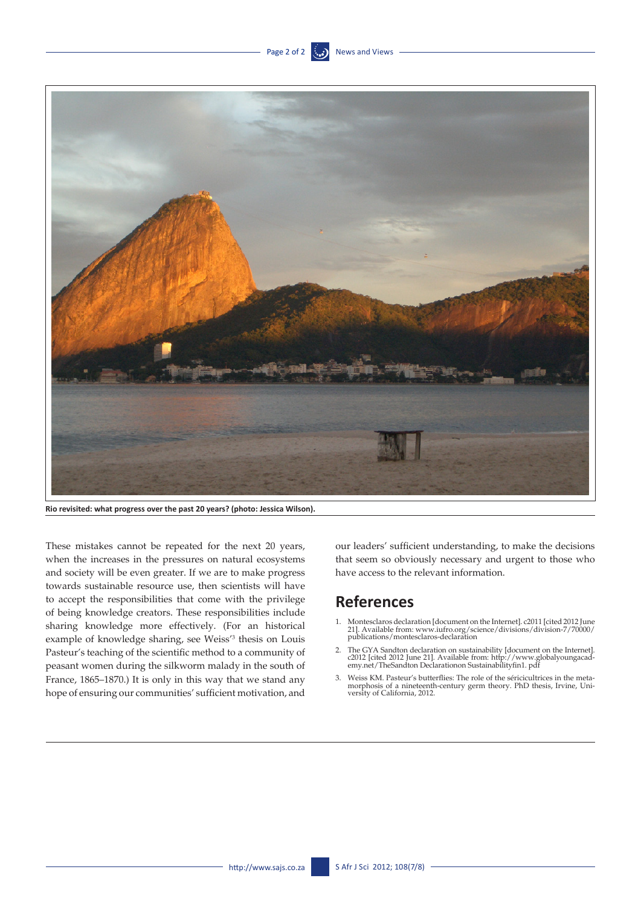Rio revisited: what progress over the past 20 years? (photo: Jessica Wilson).

These mistakes cannot be repeated for the next 20 years, when the increases in the pressures on natural ecosystems and society will be even greater. If we are to make progress towards sustainable resource use, then scientists will have to accept the responsibilities that come with the privilege of being knowledge creators. These responsibilities include sharing knowledge more effectively. (For an historical example of knowledge sharing, see Weiss'[3] thesis on Louis Pasteur's teaching of the scientific method to a community of peasant women during the silkworm malady in the south of France, 1865–1870.) It is only in this way that we stand any hope of ensuring our communities' sufficient motivation, and our leaders' sufficient understanding, to make the decisions that seem so obviously necessary and urgent to those who have access to the relevant information.

## References

1. Montesclaros declaration [document on the Internet]. c2011 [cited 2012 June 21]. Available from: www.iufro.org/science/divisions/division-7/70000/publications/montesclaros-declaration
2. The GYA Sandton declaration on sustainability [document on the Internet]. c2012 [cited 2012 June 21]. Available from: http://www.globalyoungacademy.net/TheSandton Declarationon Sustainabilityfin1. pdf
3. Weiss KM. Pasteur's butterflies: The role of the séricicultrices in the metamorphosis of a nineteenth-century germ theory. PhD thesis, Irvine, University of California, 2012.